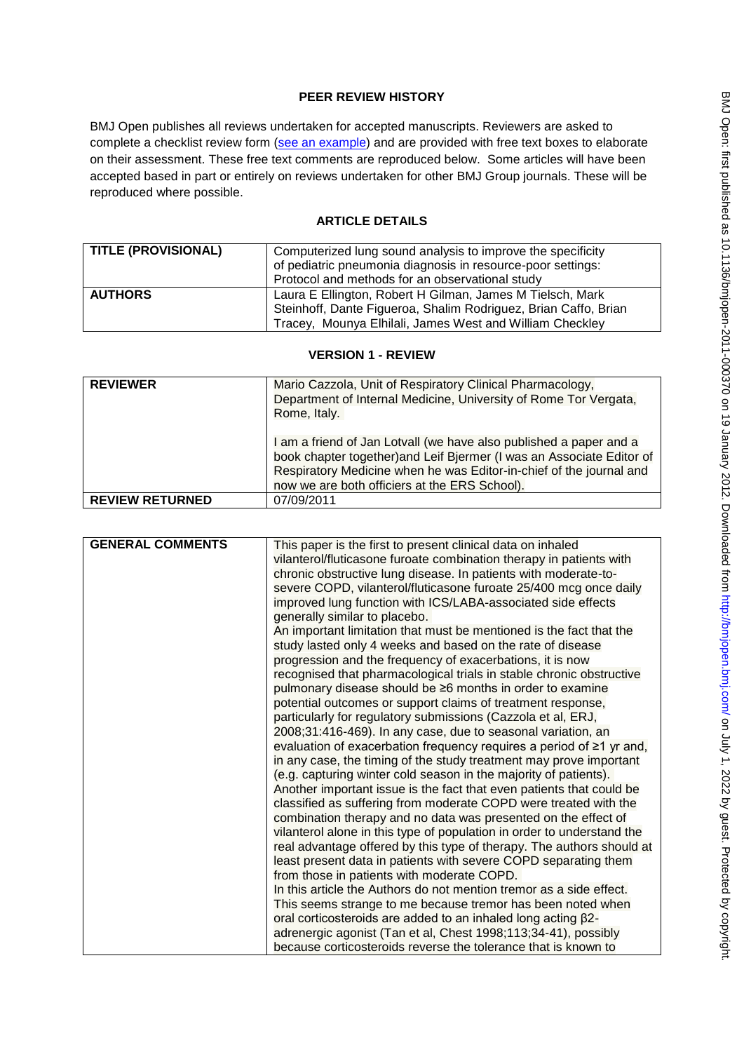## PEER REVIEW HISTORY

BMJ Open publishes all reviews undertaken for accepted manuscripts. Reviewers are asked to complete a checklist review form (see an example) and are provided with free text boxes to elaborate on their assessment. These free text comments are reproduced below. Some articles will have been accepted based in part or entirely on reviews undertaken for other BMJ Group journals. These will be reproduced where possible.

## ARTICLE DETAILS

| TITLE (PROVISIONAL) | Computerized lung sound analysis to improve the specificity of pediatric pneumonia diagnosis in resource-poor settings: Protocol and methods for an observational study |
|---|---|
| AUTHORS | Laura E Ellington, Robert H Gilman, James M Tielsch, Mark Steinhoff, Dante Figueroa, Shalim Rodriguez, Brian Caffo, Brian Tracey, Mounya Elhilali, James West and William Checkley |

## VERSION 1 - REVIEW

| REVIEWER | Mario Cazzola, Unit of Respiratory Clinical Pharmacology, Department of Internal Medicine, University of Rome Tor Vergata, Rome, Italy.<br><br>I am a friend of Jan Lotvall (we have also published a paper and a book chapter together)and Leif Bjermer (I was an Associate Editor of Respiratory Medicine when he was Editor-in-chief of the journal and now we are both officiers at the ERS School). |
|---|---|
| REVIEW RETURNED | 07/09/2011 |

| GENERAL COMMENTS | This paper is the first to present clinical data on inhaled vilanterol/fluticasone furoate combination therapy in patients with chronic obstructive lung disease. In patients with moderate-to-severe COPD, vilanterol/fluticasone furoate 25/400 mcg once daily improved lung function with ICS/LABA-associated side effects generally similar to placebo.<br>An important limitation that must be mentioned is the fact that the study lasted only 4 weeks and based on the rate of disease progression and the frequency of exacerbations, it is now recognised that pharmacological trials in stable chronic obstructive pulmonary disease should be ≥6 months in order to examine potential outcomes or support claims of treatment response, particularly for regulatory submissions (Cazzola et al, ERJ, 2008;31:416-469). In any case, due to seasonal variation, an evaluation of exacerbation frequency requires a period of ≥1 yr and, in any case, the timing of the study treatment may prove important (e.g. capturing winter cold season in the majority of patients).<br>Another important issue is the fact that even patients that could be classified as suffering from moderate COPD were treated with the combination therapy and no data was presented on the effect of vilanterol alone in this type of population in order to understand the real advantage offered by this type of therapy. The authors should at least present data in patients with severe COPD separating them from those in patients with moderate COPD.<br>In this article the Authors do not mention tremor as a side effect. This seems strange to me because tremor has been noted when oral corticosteroids are added to an inhaled long acting β2-adrenergic agonist (Tan et al, Chest 1998;113;34-41), possibly because corticosteroids reverse the tolerance that is known to |
|---|---|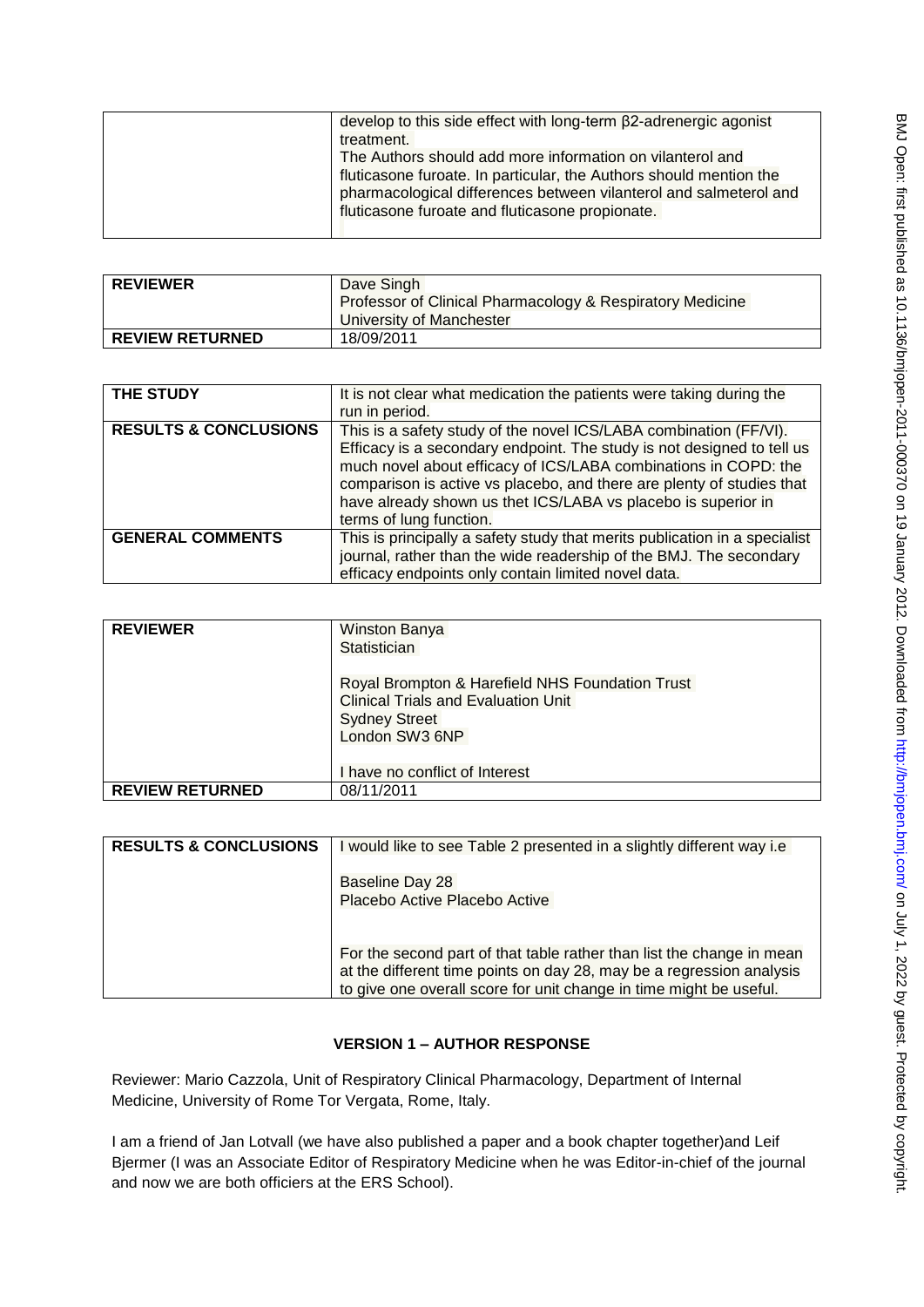| | develop to this side effect with long-term β2-adrenergic agonist treatment.<br>The Authors should add more information on vilanterol and fluticasone furoate. In particular, the Authors should mention the pharmacological differences between vilanterol and salmeterol and fluticasone furoate and fluticasone propionate. |
|---|---|

| **REVIEWER** | Dave Singh<br>Professor of Clinical Pharmacology & Respiratory Medicine<br>University of Manchester |
|---|---|
| **REVIEW RETURNED** | 18/09/2011 |

| **THE STUDY** | It is not clear what medication the patients were taking during the run in period. |
|---|---|
| **RESULTS & CONCLUSIONS** | This is a safety study of the novel ICS/LABA combination (FF/VI). Efficacy is a secondary endpoint. The study is not designed to tell us much novel about efficacy of ICS/LABA combinations in COPD: the comparison is active vs placebo, and there are plenty of studies that have already shown us thet ICS/LABA vs placebo is superior in terms of lung function. |
| **GENERAL COMMENTS** | This is principally a safety study that merits publication in a specialist journal, rather than the wide readership of the BMJ. The secondary efficacy endpoints only contain limited novel data. |

| **REVIEWER** | Winston Banya<br>Statistician<br><br>Royal Brompton & Harefield NHS Foundation Trust<br>Clinical Trials and Evaluation Unit<br>Sydney Street<br>London SW3 6NP<br><br>I have no conflict of Interest |
|---|---|
| **REVIEW RETURNED** | 08/11/2011 |

| **RESULTS & CONCLUSIONS** | I would like to see Table 2 presented in a slightly different way i.e<br><br>Baseline Day 28<br>Placebo Active Placebo Active<br><br>For the second part of that table rather than list the change in mean at the different time points on day 28, may be a regression analysis to give one overall score for unit change in time might be useful. |
|---|---|

## VERSION 1 – AUTHOR RESPONSE

Reviewer: Mario Cazzola, Unit of Respiratory Clinical Pharmacology, Department of Internal Medicine, University of Rome Tor Vergata, Rome, Italy.

I am a friend of Jan Lotvall (we have also published a paper and a book chapter together)and Leif Bjermer (I was an Associate Editor of Respiratory Medicine when he was Editor-in-chief of the journal and now we are both officiers at the ERS School).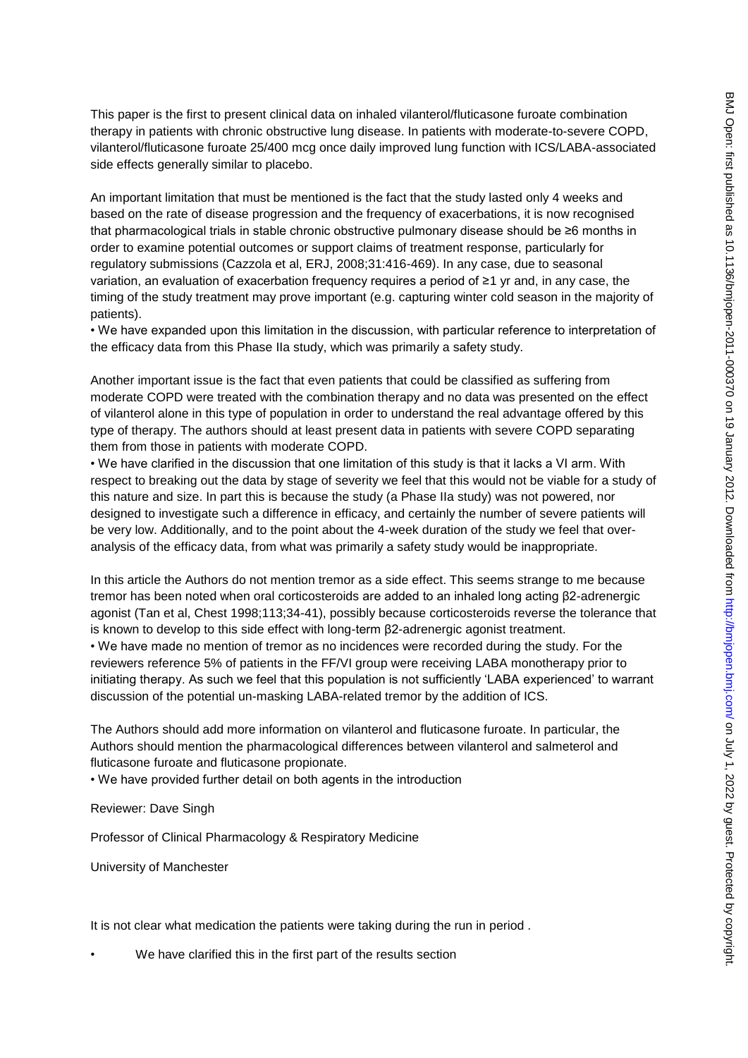This paper is the first to present clinical data on inhaled vilanterol/fluticasone furoate combination therapy in patients with chronic obstructive lung disease. In patients with moderate-to-severe COPD, vilanterol/fluticasone furoate 25/400 mcg once daily improved lung function with ICS/LABA-associated side effects generally similar to placebo.

An important limitation that must be mentioned is the fact that the study lasted only 4 weeks and based on the rate of disease progression and the frequency of exacerbations, it is now recognised that pharmacological trials in stable chronic obstructive pulmonary disease should be ≥6 months in order to examine potential outcomes or support claims of treatment response, particularly for regulatory submissions (Cazzola et al, ERJ, 2008;31:416-469). In any case, due to seasonal variation, an evaluation of exacerbation frequency requires a period of ≥1 yr and, in any case, the timing of the study treatment may prove important (e.g. capturing winter cold season in the majority of patients).

• We have expanded upon this limitation in the discussion, with particular reference to interpretation of the efficacy data from this Phase IIa study, which was primarily a safety study.

Another important issue is the fact that even patients that could be classified as suffering from moderate COPD were treated with the combination therapy and no data was presented on the effect of vilanterol alone in this type of population in order to understand the real advantage offered by this type of therapy. The authors should at least present data in patients with severe COPD separating them from those in patients with moderate COPD.

• We have clarified in the discussion that one limitation of this study is that it lacks a VI arm. With respect to breaking out the data by stage of severity we feel that this would not be viable for a study of this nature and size. In part this is because the study (a Phase IIa study) was not powered, nor designed to investigate such a difference in efficacy, and certainly the number of severe patients will be very low. Additionally, and to the point about the 4-week duration of the study we feel that over-analysis of the efficacy data, from what was primarily a safety study would be inappropriate.

In this article the Authors do not mention tremor as a side effect. This seems strange to me because tremor has been noted when oral corticosteroids are added to an inhaled long acting β2-adrenergic agonist (Tan et al, Chest 1998;113;34-41), possibly because corticosteroids reverse the tolerance that is known to develop to this side effect with long-term β2-adrenergic agonist treatment.

• We have made no mention of tremor as no incidences were recorded during the study. For the reviewers reference 5% of patients in the FF/VI group were receiving LABA monotherapy prior to initiating therapy. As such we feel that this population is not sufficiently 'LABA experienced' to warrant discussion of the potential un-masking LABA-related tremor by the addition of ICS.

The Authors should add more information on vilanterol and fluticasone furoate. In particular, the Authors should mention the pharmacological differences between vilanterol and salmeterol and fluticasone furoate and fluticasone propionate.

• We have provided further detail on both agents in the introduction

Reviewer: Dave Singh

Professor of Clinical Pharmacology & Respiratory Medicine

University of Manchester

It is not clear what medication the patients were taking during the run in period .

• We have clarified this in the first part of the results section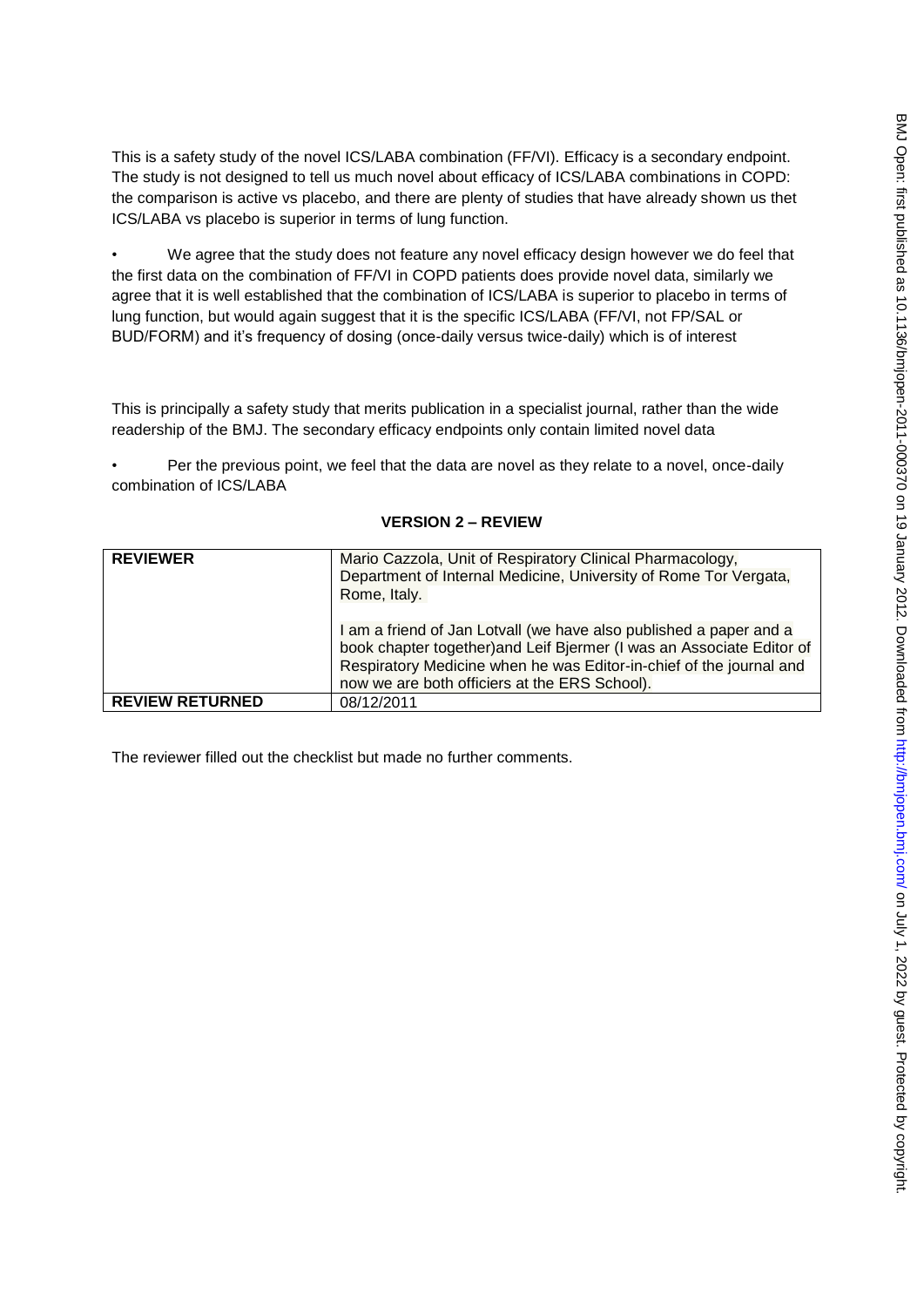This is a safety study of the novel ICS/LABA combination (FF/VI). Efficacy is a secondary endpoint. The study is not designed to tell us much novel about efficacy of ICS/LABA combinations in COPD: the comparison is active vs placebo, and there are plenty of studies that have already shown us thet ICS/LABA vs placebo is superior in terms of lung function.

- We agree that the study does not feature any novel efficacy design however we do feel that the first data on the combination of FF/VI in COPD patients does provide novel data, similarly we agree that it is well established that the combination of ICS/LABA is superior to placebo in terms of lung function, but would again suggest that it is the specific ICS/LABA (FF/VI, not FP/SAL or BUD/FORM) and it's frequency of dosing (once-daily versus twice-daily) which is of interest

This is principally a safety study that merits publication in a specialist journal, rather than the wide readership of the BMJ. The secondary efficacy endpoints only contain limited novel data

- Per the previous point, we feel that the data are novel as they relate to a novel, once-daily combination of ICS/LABA

## VERSION 2 – REVIEW

| | |
|---|---|
| **REVIEWER** | Mario Cazzola, Unit of Respiratory Clinical Pharmacology, Department of Internal Medicine, University of Rome Tor Vergata, Rome, Italy.<br><br>I am a friend of Jan Lotvall (we have also published a paper and a book chapter together)and Leif Bjermer (I was an Associate Editor of Respiratory Medicine when he was Editor-in-chief of the journal and now we are both officiers at the ERS School). |
| **REVIEW RETURNED** | 08/12/2011 |

The reviewer filled out the checklist but made no further comments.